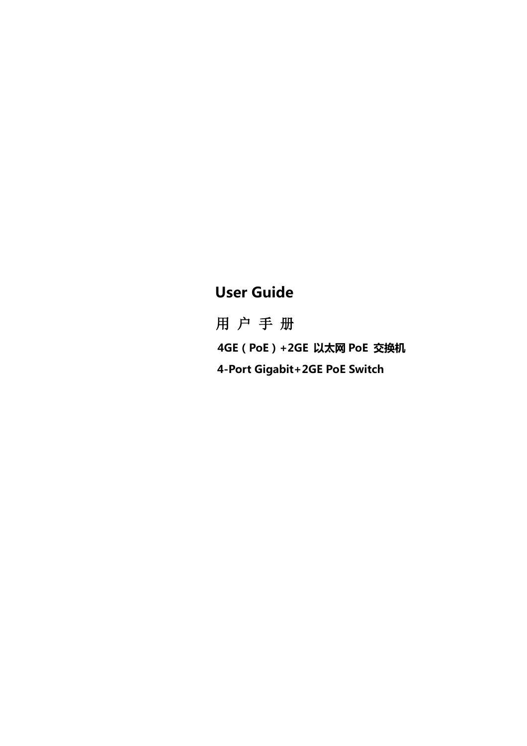# User Guide

## 用 户 手 册

**4GE（PoE）+2GE 以太网 PoE 交换机**

**4-Port Gigabit+2GE PoE Switch**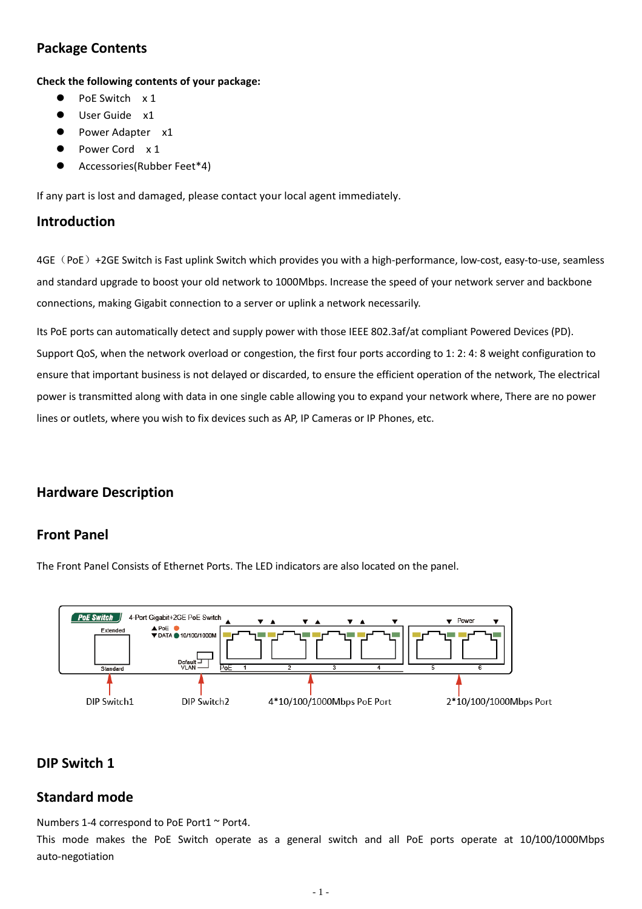## Package Contents

**Check the following contents of your package:**

- PoE Switch x 1
- User Guide x1
- Power Adapter x1
- Power Cord x 1
- Accessories(Rubber Feet*4)

If any part is lost and damaged, please contact your local agent immediately.

## Introduction

4GE（PoE）+2GE Switch is Fast uplink Switch which provides you with a high-performance, low-cost, easy-to-use, seamless and standard upgrade to boost your old network to 1000Mbps. Increase the speed of your network server and backbone connections, making Gigabit connection to a server or uplink a network necessarily.

Its PoE ports can automatically detect and supply power with those IEEE 802.3af/at compliant Powered Devices (PD). Support QoS, when the network overload or congestion, the first four ports according to 1: 2: 4: 8 weight configuration to ensure that important business is not delayed or discarded, to ensure the efficient operation of the network, The electrical power is transmitted along with data in one single cable allowing you to expand your network where, There are no power lines or outlets, where you wish to fix devices such as AP, IP Cameras or IP Phones, etc.

## Hardware Description

### Front Panel

The Front Panel Consists of Ethernet Ports. The LED indicators are also located on the panel.

PoE Switch 4-Port Gigabit+2GE PoE Switch

Extended / Standard — DIP Switch1

▲PoE ▼DATA 10/100/1000M, Default / VLAN — DIP Switch2

PoE 1 2 3 4 — 4*10/100/1000Mbps PoE Port

Power 5 6 — 2*10/100/1000Mbps Port

### DIP Switch 1

### Standard mode

Numbers 1-4 correspond to PoE Port1 ~ Port4.

This mode makes the PoE Switch operate as a general switch and all PoE ports operate at 10/100/1000Mbps auto-negotiation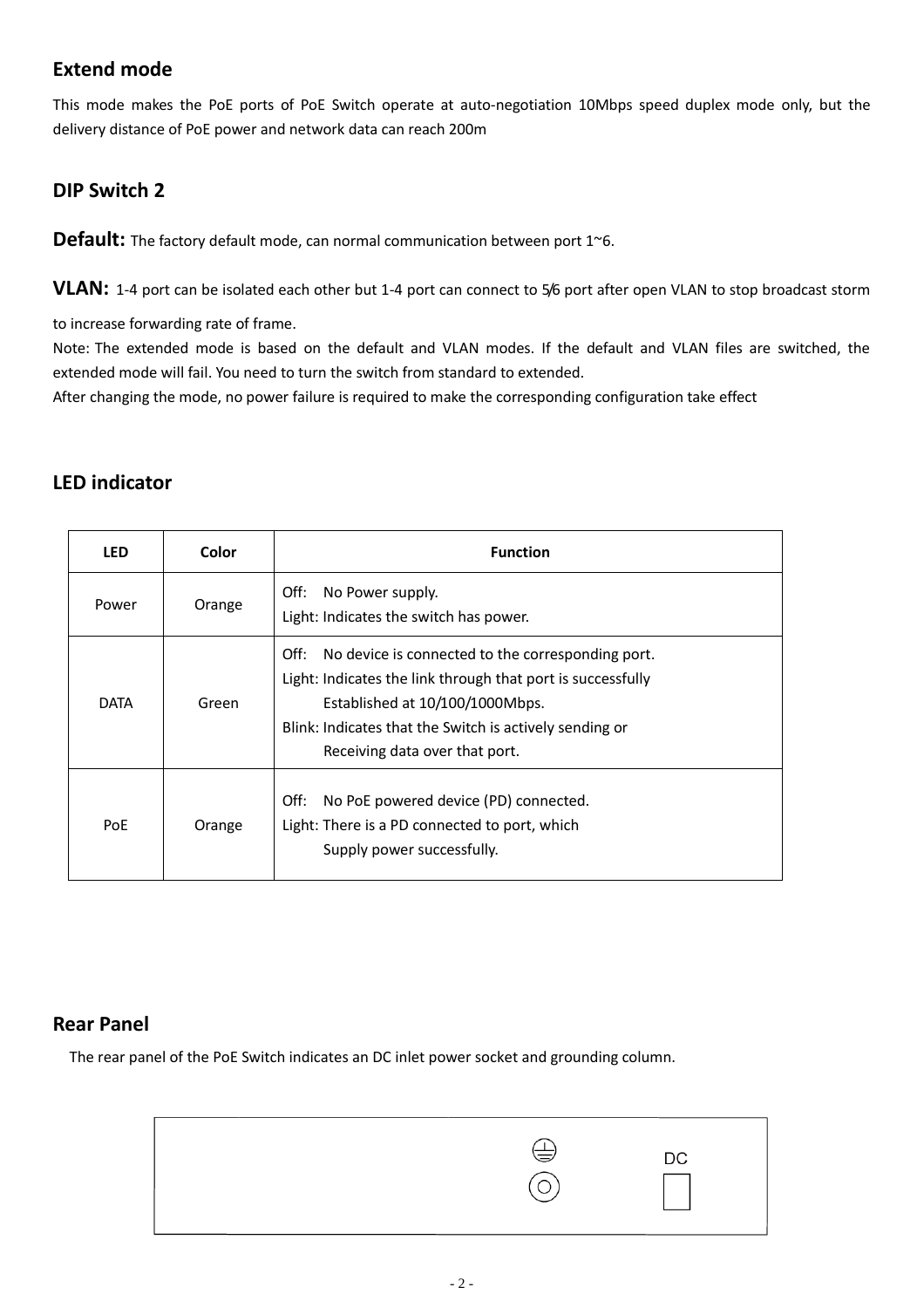## Extend mode

This mode makes the PoE ports of PoE Switch operate at auto-negotiation 10Mbps speed duplex mode only, but the delivery distance of PoE power and network data can reach 200m

## DIP Switch 2

**Default:** The factory default mode, can normal communication between port 1~6.

**VLAN:** 1-4 port can be isolated each other but 1-4 port can connect to 5/6 port after open VLAN to stop broadcast storm to increase forwarding rate of frame.

Note: The extended mode is based on the default and VLAN modes. If the default and VLAN files are switched, the extended mode will fail. You need to turn the switch from standard to extended.

After changing the mode, no power failure is required to make the corresponding configuration take effect

## LED indicator

| LED | Color | Function |
|---|---|---|
| Power | Orange | Off: No Power supply.<br>Light: Indicates the switch has power. |
| DATA | Green | Off: No device is connected to the corresponding port.<br>Light: Indicates the link through that port is successfully Established at 10/100/1000Mbps.<br>Blink: Indicates that the Switch is actively sending or Receiving data over that port. |
| PoE | Orange | Off: No PoE powered device (PD) connected.<br>Light: There is a PD connected to port, which Supply power successfully. |

## Rear Panel

The rear panel of the PoE Switch indicates an DC inlet power socket and grounding column.

DC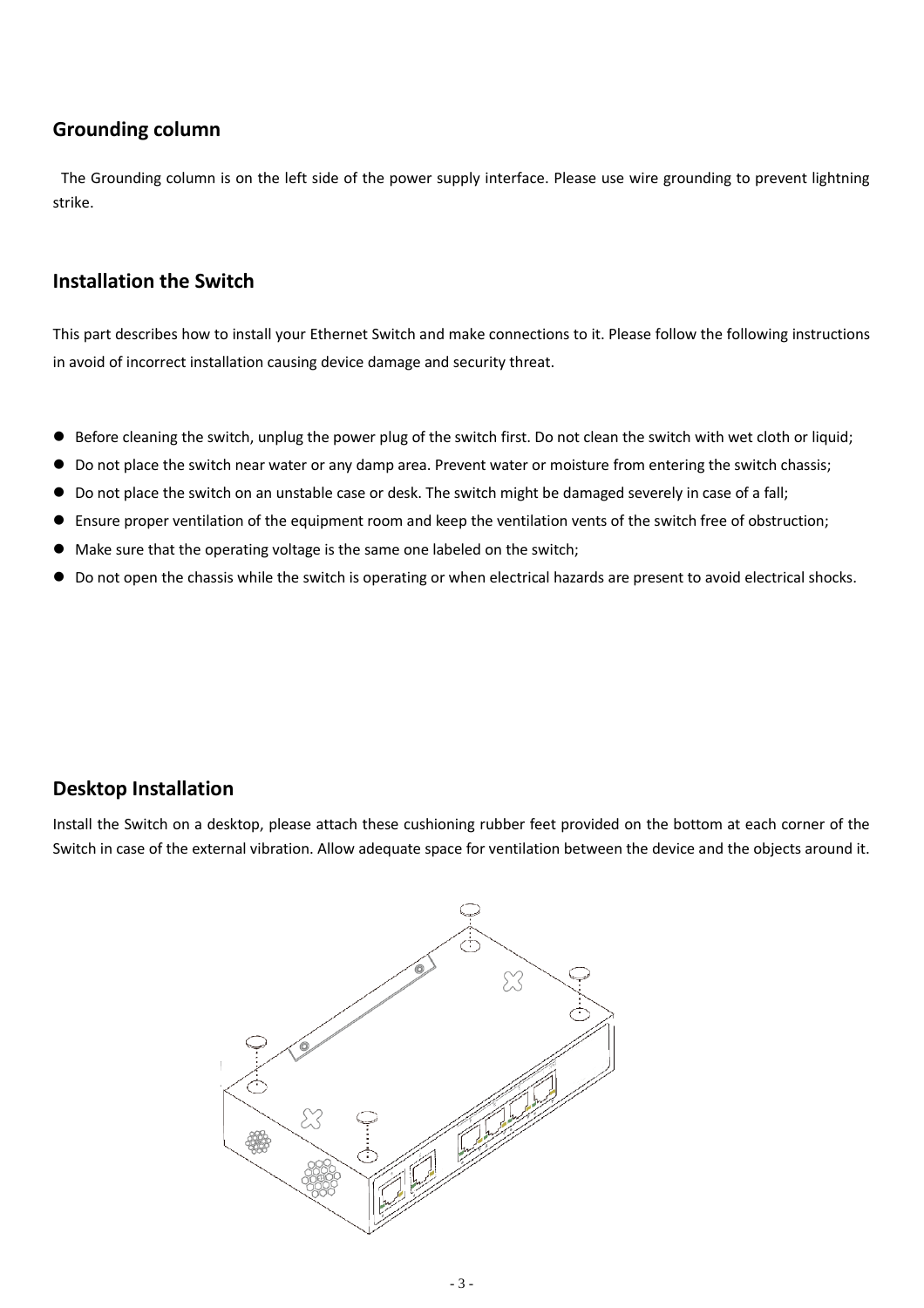## Grounding column

The Grounding column is on the left side of the power supply interface. Please use wire grounding to prevent lightning strike.

## Installation the Switch

This part describes how to install your Ethernet Switch and make connections to it. Please follow the following instructions in avoid of incorrect installation causing device damage and security threat.

- Before cleaning the switch, unplug the power plug of the switch first. Do not clean the switch with wet cloth or liquid;
- Do not place the switch near water or any damp area. Prevent water or moisture from entering the switch chassis;
- Do not place the switch on an unstable case or desk. The switch might be damaged severely in case of a fall;
- Ensure proper ventilation of the equipment room and keep the ventilation vents of the switch free of obstruction;
- Make sure that the operating voltage is the same one labeled on the switch;
- Do not open the chassis while the switch is operating or when electrical hazards are present to avoid electrical shocks.

## Desktop Installation

Install the Switch on a desktop, please attach these cushioning rubber feet provided on the bottom at each corner of the Switch in case of the external vibration. Allow adequate space for ventilation between the device and the objects around it.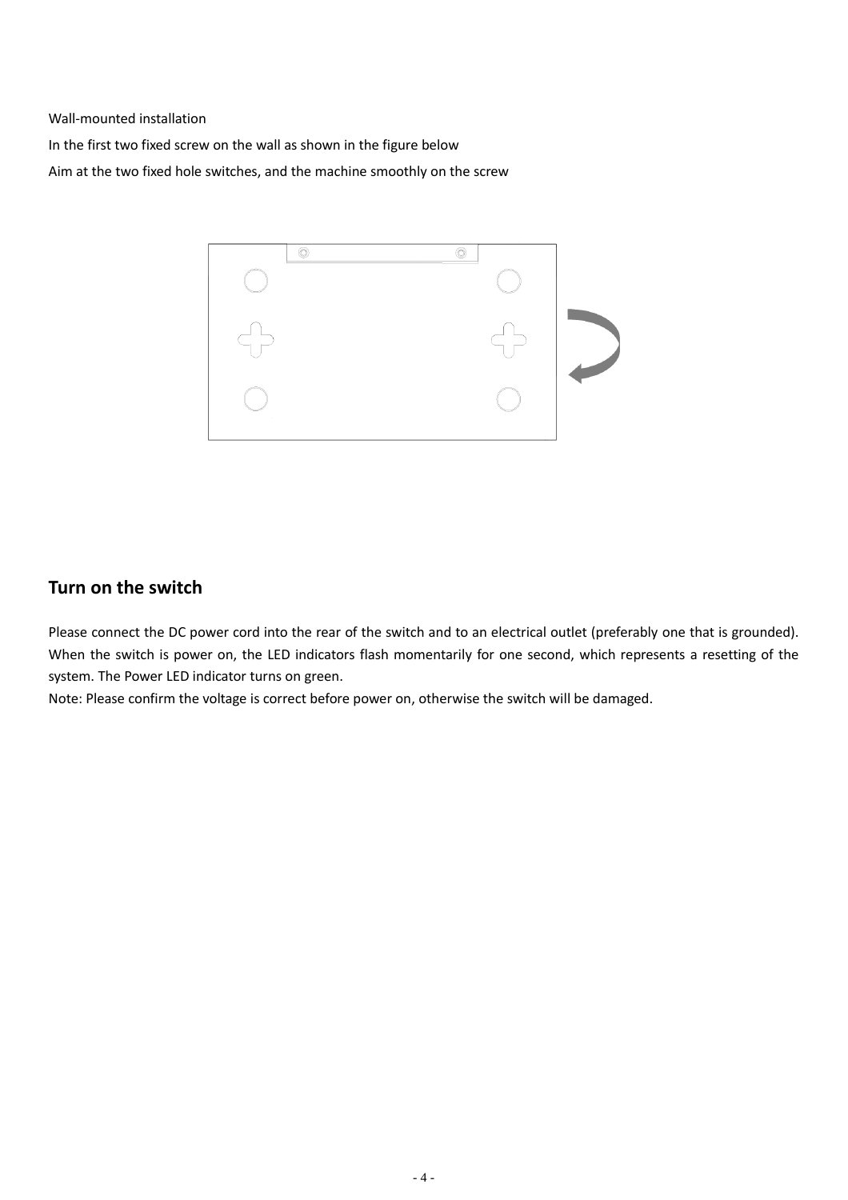Wall-mounted installation

In the first two fixed screw on the wall as shown in the figure below

Aim at the two fixed hole switches, and the machine smoothly on the screw

## Turn on the switch

Please connect the DC power cord into the rear of the switch and to an electrical outlet (preferably one that is grounded). When the switch is power on, the LED indicators flash momentarily for one second, which represents a resetting of the system. The Power LED indicator turns on green.

Note: Please confirm the voltage is correct before power on, otherwise the switch will be damaged.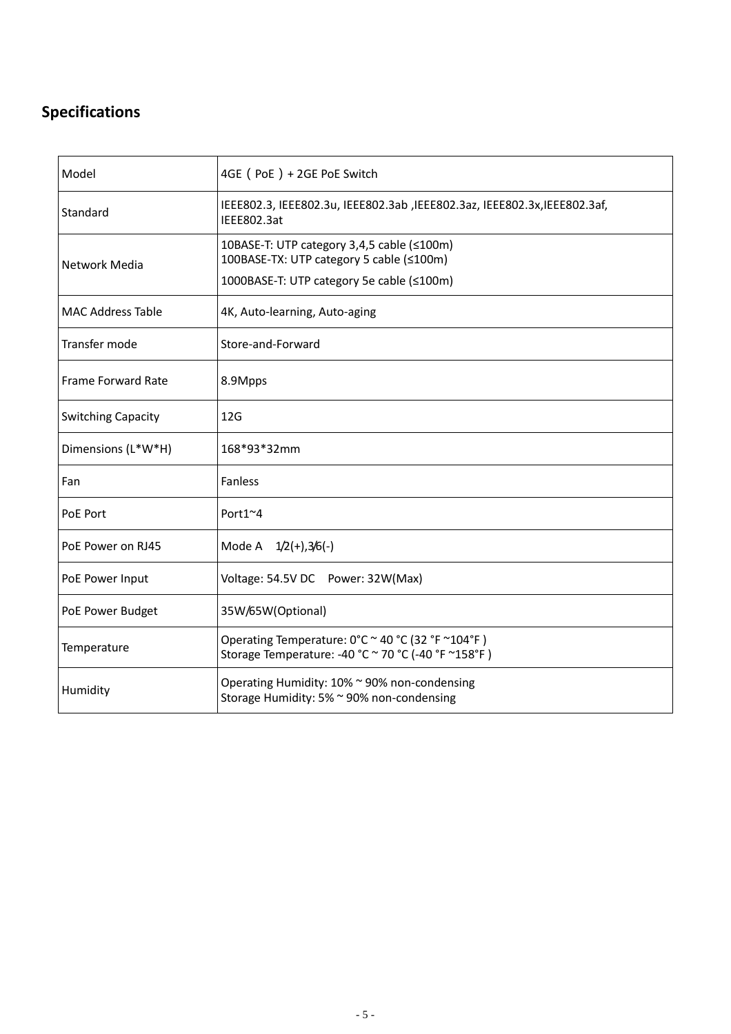## Specifications

| Model | 4GE（PoE）+ 2GE PoE Switch |
|---|---|
| Standard | IEEE802.3, IEEE802.3u, IEEE802.3ab ,IEEE802.3az, IEEE802.3x,IEEE802.3af, IEEE802.3at |
| Network Media | 10BASE-T: UTP category 3,4,5 cable (≤100m)<br>100BASE-TX: UTP category 5 cable (≤100m)<br>1000BASE-T: UTP category 5e cable (≤100m) |
| MAC Address Table | 4K, Auto-learning, Auto-aging |
| Transfer mode | Store-and-Forward |
| Frame Forward Rate | 8.9Mpps |
| Switching Capacity | 12G |
| Dimensions (L*W*H) | 168*93*32mm |
| Fan | Fanless |
| PoE Port | Port1~4 |
| PoE Power on RJ45 | Mode A　1/2(+),3/6(-) |
| PoE Power Input | Voltage: 54.5V DC　Power: 32W(Max) |
| PoE Power Budget | 35W/65W(Optional) |
| Temperature | Operating Temperature: 0°C ~ 40 °C (32 °F ~104°F )<br>Storage Temperature: -40 °C ~ 70 °C (-40 °F ~158°F ) |
| Humidity | Operating Humidity: 10% ~ 90% non-condensing<br>Storage Humidity: 5% ~ 90% non-condensing |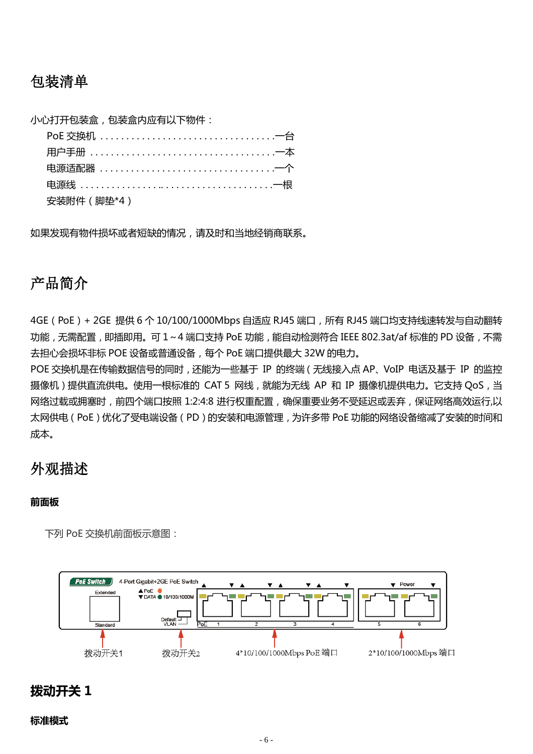# 包装清单

小心打开包装盒，包装盒内应有以下物件：

- PoE 交换机 ...................................一台
- 用户手册 .....................................一本
- 电源适配器 ...................................一个
- 电源线 .......................................一根
- 安装附件（脚垫*4）

如果发现有物件损坏或者短缺的情况，请及时和当地经销商联系。

# 产品简介

4GE（PoE）+ 2GE 提供 6 个 10/100/1000Mbps 自适应 RJ45 端口，所有 RJ45 端口均支持线速转发与自动翻转功能，无需配置，即插即用。可 1～4 端口支持 PoE 功能，能自动检测符合 IEEE 802.3at/af 标准的 PD 设备，不需去担心会损坏非标 POE 设备或普通设备，每个 PoE 端口提供最大 32W 的电力。

POE 交换机是在传输数据信号的同时，还能为一些基于 IP 的终端（无线接入点 AP、VoIP 电话及基于 IP 的监控摄像机）提供直流供电。使用一根标准的 CAT 5 网线，就能为无线 AP 和 IP 摄像机提供电力。它支持 QoS，当网络过载或拥塞时，前四个端口按照 1:2:4:8 进行权重配置，确保重要业务不受延迟或丢弃，保证网络高效运行,以太网供电（PoE）优化了受电端设备（PD）的安装和电源管理，为许多带 PoE 功能的网络设备缩减了安装的时间和成本。

# 外观描述

### 前面板

下列 PoE 交换机前面板示意图：

拨动开关1　　拨动开关2　　4*10/100/1000Mbps PoE 端口　　2*10/100/1000Mbps 端口

## 拨动开关 1

### 标准模式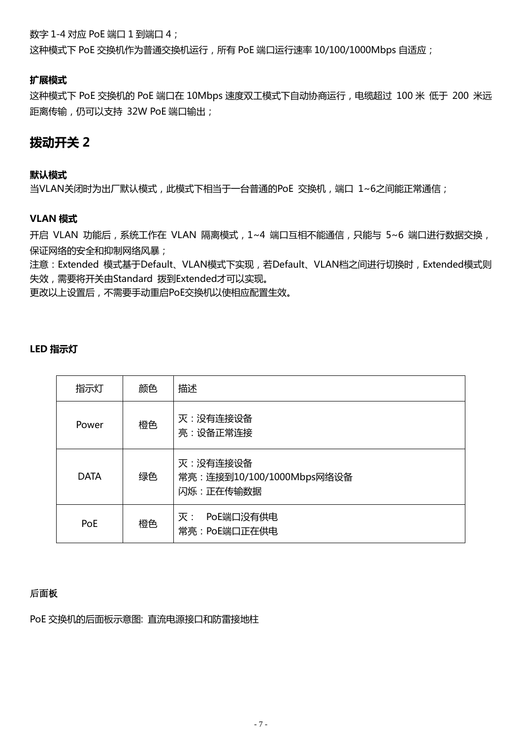数字 1-4 对应 PoE 端口 1 到端口 4；
这种模式下 PoE 交换机作为普通交换机运行，所有 PoE 端口运行速率 10/100/1000Mbps 自适应；

**扩展模式**
这种模式下 PoE 交换机的 PoE 端口在 10Mbps 速度双工模式下自动协商运行，电缆超过 100 米 低于 200 米远距离传输，仍可以支持 32W PoE 端口输出；

## 拨动开关 2

**默认模式**
当VLAN关闭时为出厂默认模式，此模式下相当于一台普通的PoE 交换机，端口 1~6之间能正常通信；

**VLAN 模式**
开启 VLAN 功能后，系统工作在 VLAN 隔离模式，1~4 端口互相不能通信，只能与 5~6 端口进行数据交换，保证网络的安全和抑制网络风暴；
注意：Extended 模式基于Default、VLAN模式下实现，若Default、VLAN档之间进行切换时，Extended模式则失效，需要将开关由Standard 拨到Extended才可以实现。
更改以上设置后，不需要手动重启PoE交换机以使相应配置生效。

**LED 指示灯**

| 指示灯 | 颜色 | 描述 |
|---|---|---|
| Power | 橙色 | 灭：没有连接设备<br>亮：设备正常连接 |
| DATA | 绿色 | 灭：没有连接设备<br>常亮：连接到10/100/1000Mbps网络设备<br>闪烁：正在传输数据 |
| PoE | 橙色 | 灭： PoE端口没有供电<br>常亮：PoE端口正在供电 |

**后面板**

PoE 交换机的后面板示意图: 直流电源接口和防雷接地柱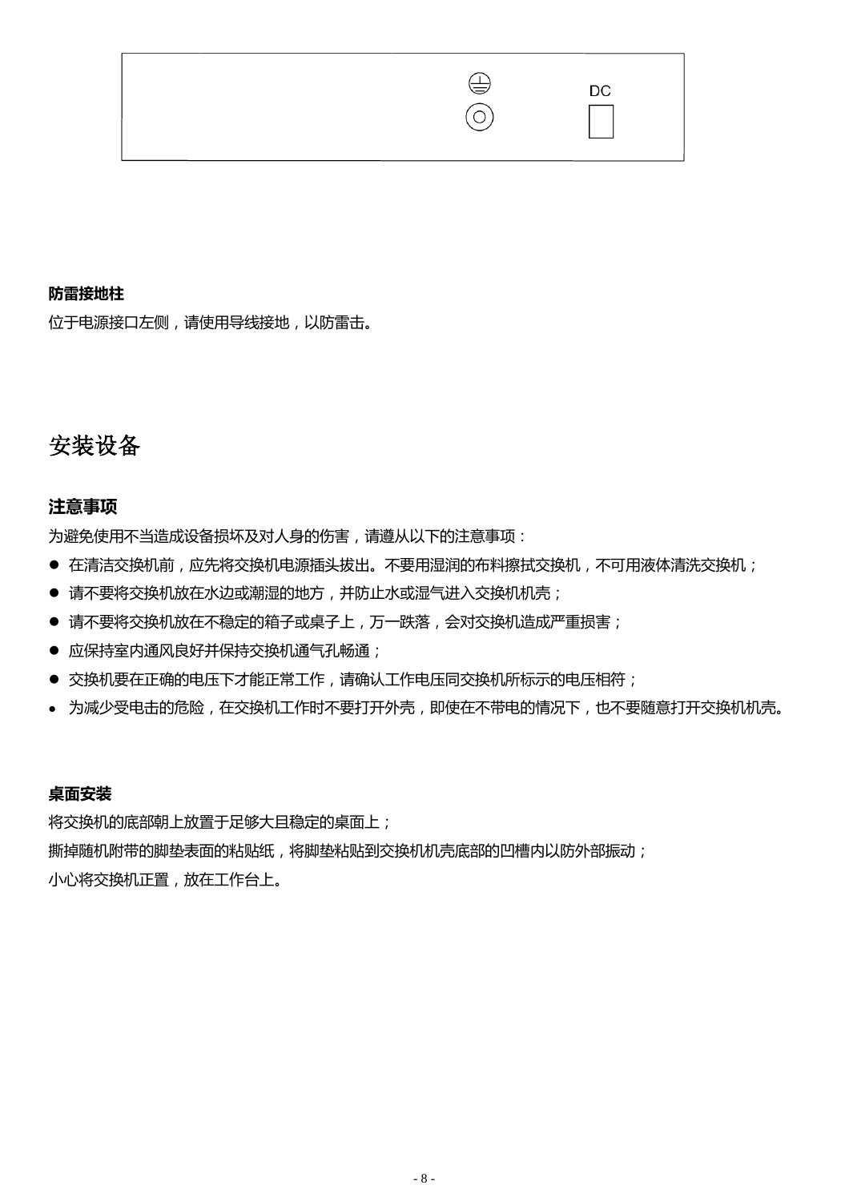DC

**防雷接地柱**

位于电源接口左侧，请使用导线接地，以防雷击。

## 安装设备

### 注意事项

为避免使用不当造成设备损坏及对人身的伤害，请遵从以下的注意事项：

- 在清洁交换机前，应先将交换机电源插头拔出。不要用湿润的布料擦拭交换机，不可用液体清洗交换机；
- 请不要将交换机放在水边或潮湿的地方，并防止水或湿气进入交换机机壳；
- 请不要将交换机放在不稳定的箱子或桌子上，万一跌落，会对交换机造成严重损害；
- 应保持室内通风良好并保持交换机通气孔畅通；
- 交换机要在正确的电压下才能正常工作，请确认工作电压同交换机所标示的电压相符；
- 为减少受电击的危险，在交换机工作时不要打开外壳，即使在不带电的情况下，也不要随意打开交换机机壳。

**桌面安装**

将交换机的底部朝上放置于足够大且稳定的桌面上；

撕掉随机附带的脚垫表面的粘贴纸，将脚垫粘贴到交换机机壳底部的凹槽内以防外部振动；

小心将交换机正置，放在工作台上。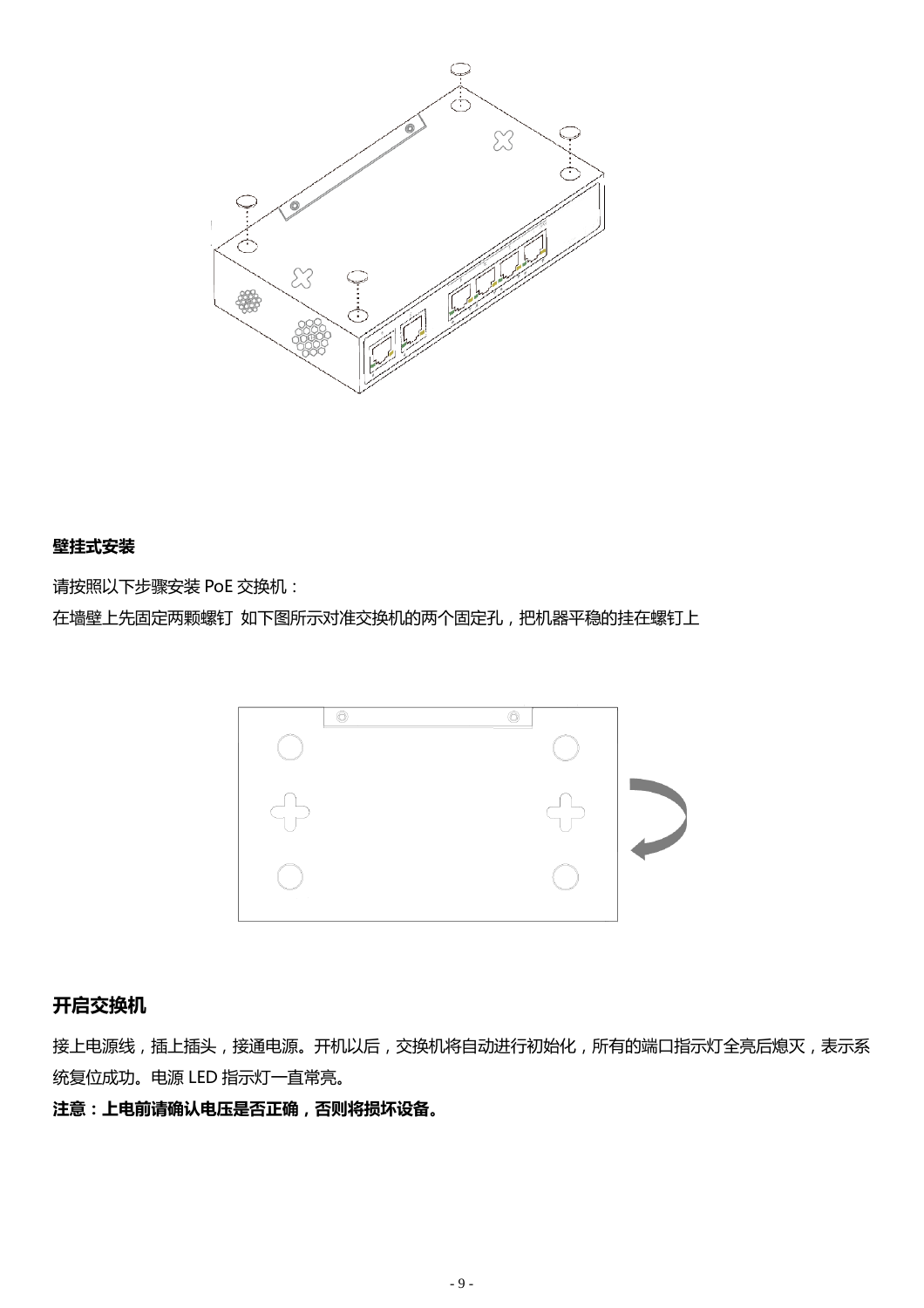**壁挂式安装**

请按照以下步骤安装 PoE 交换机：

在墙壁上先固定两颗螺钉 如下图所示对准交换机的两个固定孔，把机器平稳的挂在螺钉上

## 开启交换机

接上电源线，插上插头，接通电源。开机以后，交换机将自动进行初始化，所有的端口指示灯全亮后熄灭，表示系统复位成功。电源 LED 指示灯一直常亮。

**注意：上电前请确认电压是否正确，否则将损坏设备。**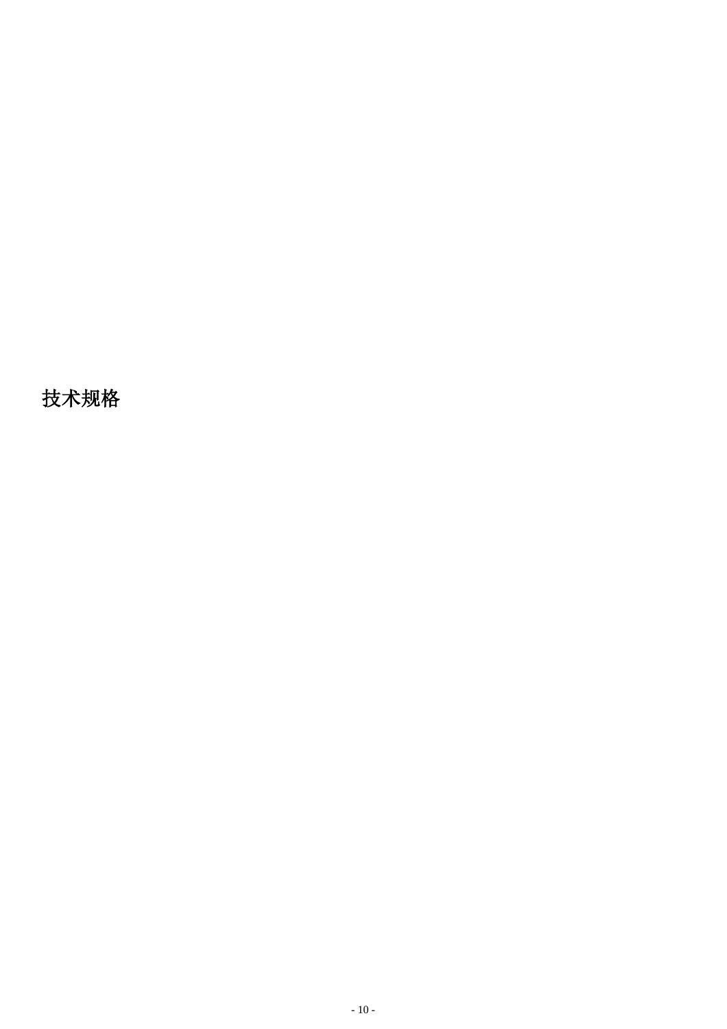# 技术规格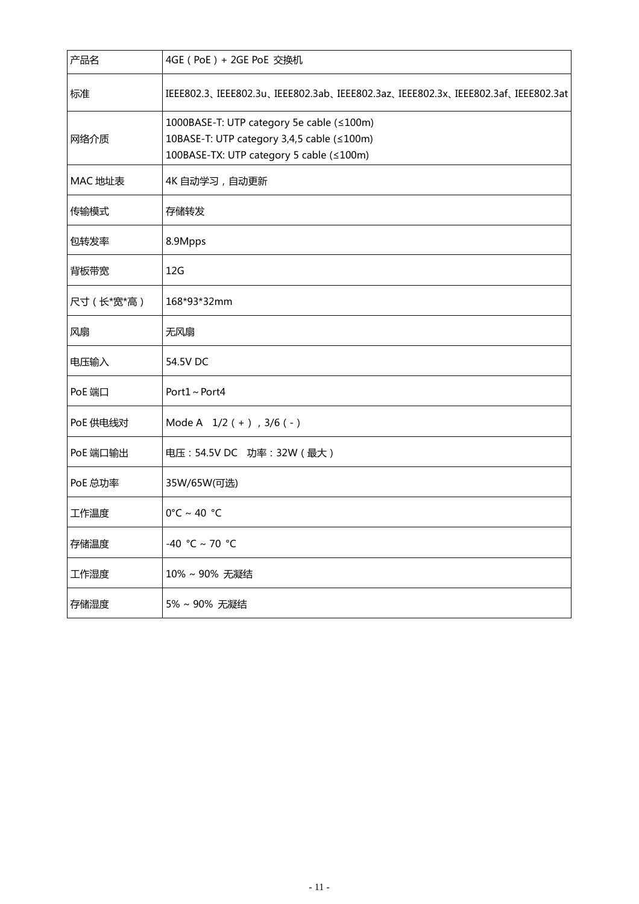| | |
|---|---|
| 产品名 | 4GE（PoE）+ 2GE PoE 交换机 |
| 标准 | IEEE802.3、IEEE802.3u、IEEE802.3ab、IEEE802.3az、IEEE802.3x、IEEE802.3af、IEEE802.3at |
| 网络介质 | 1000BASE-T: UTP category 5e cable (≤100m)<br>10BASE-T: UTP category 3,4,5 cable (≤100m)<br>100BASE-TX: UTP category 5 cable (≤100m) |
| MAC 地址表 | 4K 自动学习，自动更新 |
| 传输模式 | 存储转发 |
| 包转发率 | 8.9Mpps |
| 背板带宽 | 12G |
| 尺寸（长*宽*高） | 168*93*32mm |
| 风扇 | 无风扇 |
| 电压输入 | 54.5V DC |
| PoE 端口 | Port1 ~ Port4 |
| PoE 供电线对 | Mode A 1/2（+），3/6（-） |
| PoE 端口输出 | 电压：54.5V DC 功率：32W（最大） |
| PoE 总功率 | 35W/65W(可选) |
| 工作温度 | 0°C ~ 40 °C |
| 存储温度 | -40 °C ~ 70 °C |
| 工作湿度 | 10% ~ 90% 无凝结 |
| 存储湿度 | 5% ~ 90% 无凝结 |